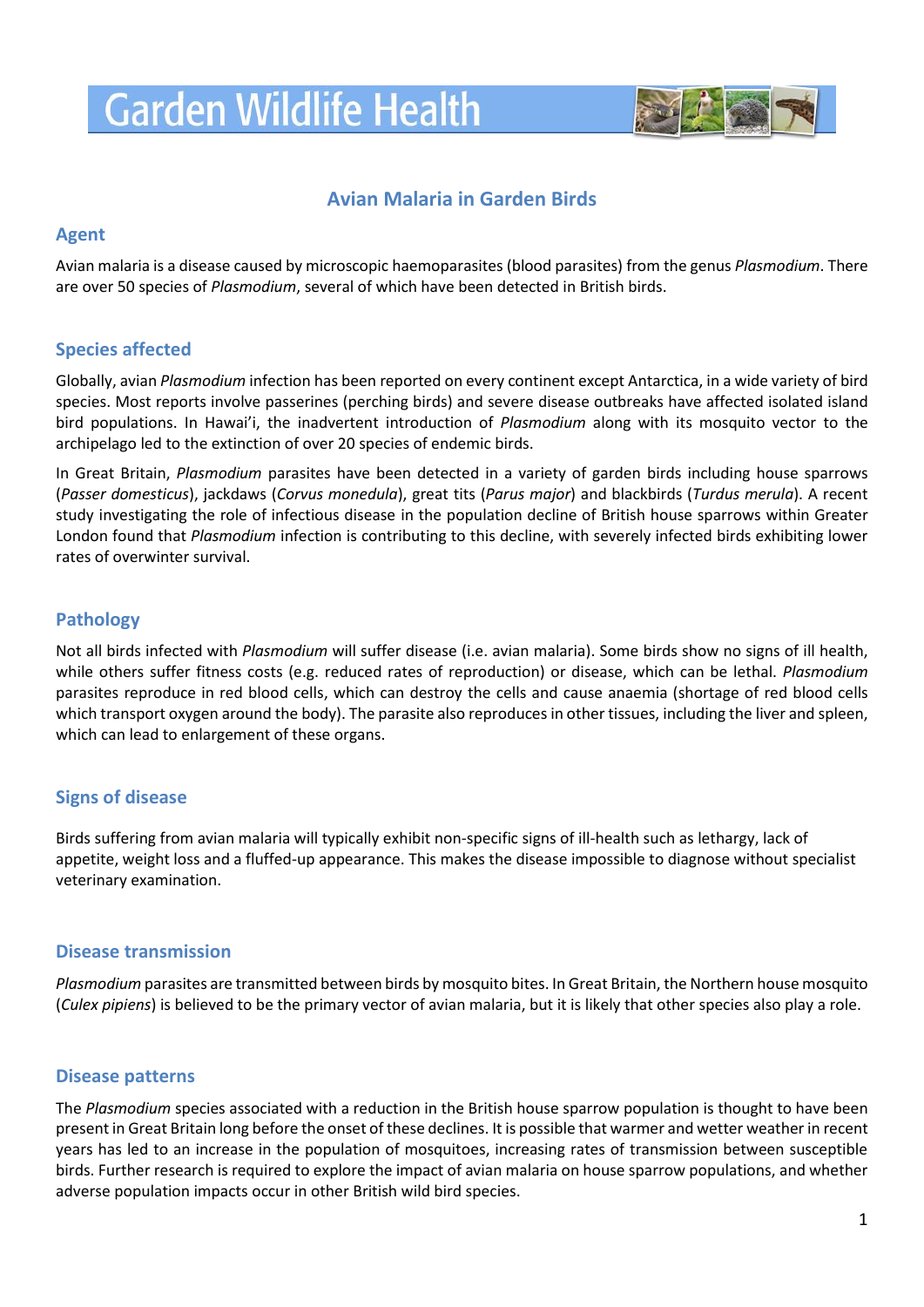# Garden Wildlife Health

## Avian Malaria in Garden Birds

### Agent

Avian malaria is a disease caused by microscopic haemoparasites (blood parasites) from the genus *Plasmodium*. There are over 50 species of *Plasmodium*, several of which have been detected in British birds.

### Species affected

Globally, avian *Plasmodium* infection has been reported on every continent except Antarctica, in a wide variety of bird species. Most reports involve passerines (perching birds) and severe disease outbreaks have affected isolated island bird populations. In Hawai'i, the inadvertent introduction of *Plasmodium* along with its mosquito vector to the archipelago led to the extinction of over 20 species of endemic birds.

In Great Britain, *Plasmodium* parasites have been detected in a variety of garden birds including house sparrows (*Passer domesticus*), jackdaws (*Corvus monedula*), great tits (*Parus major*) and blackbirds (*Turdus merula*). A recent study investigating the role of infectious disease in the population decline of British house sparrows within Greater London found that *Plasmodium* infection is contributing to this decline, with severely infected birds exhibiting lower rates of overwinter survival.

### Pathology

Not all birds infected with *Plasmodium* will suffer disease (i.e. avian malaria). Some birds show no signs of ill health, while others suffer fitness costs (e.g. reduced rates of reproduction) or disease, which can be lethal. *Plasmodium* parasites reproduce in red blood cells, which can destroy the cells and cause anaemia (shortage of red blood cells which transport oxygen around the body). The parasite also reproduces in other tissues, including the liver and spleen, which can lead to enlargement of these organs.

### Signs of disease

Birds suffering from avian malaria will typically exhibit non-specific signs of ill-health such as lethargy, lack of appetite, weight loss and a fluffed-up appearance. This makes the disease impossible to diagnose without specialist veterinary examination.

### Disease transmission

*Plasmodium* parasites are transmitted between birds by mosquito bites. In Great Britain, the Northern house mosquito (*Culex pipiens*) is believed to be the primary vector of avian malaria, but it is likely that other species also play a role.

### Disease patterns

The *Plasmodium* species associated with a reduction in the British house sparrow population is thought to have been present in Great Britain long before the onset of these declines. It is possible that warmer and wetter weather in recent years has led to an increase in the population of mosquitoes, increasing rates of transmission between susceptible birds. Further research is required to explore the impact of avian malaria on house sparrow populations, and whether adverse population impacts occur in other British wild bird species.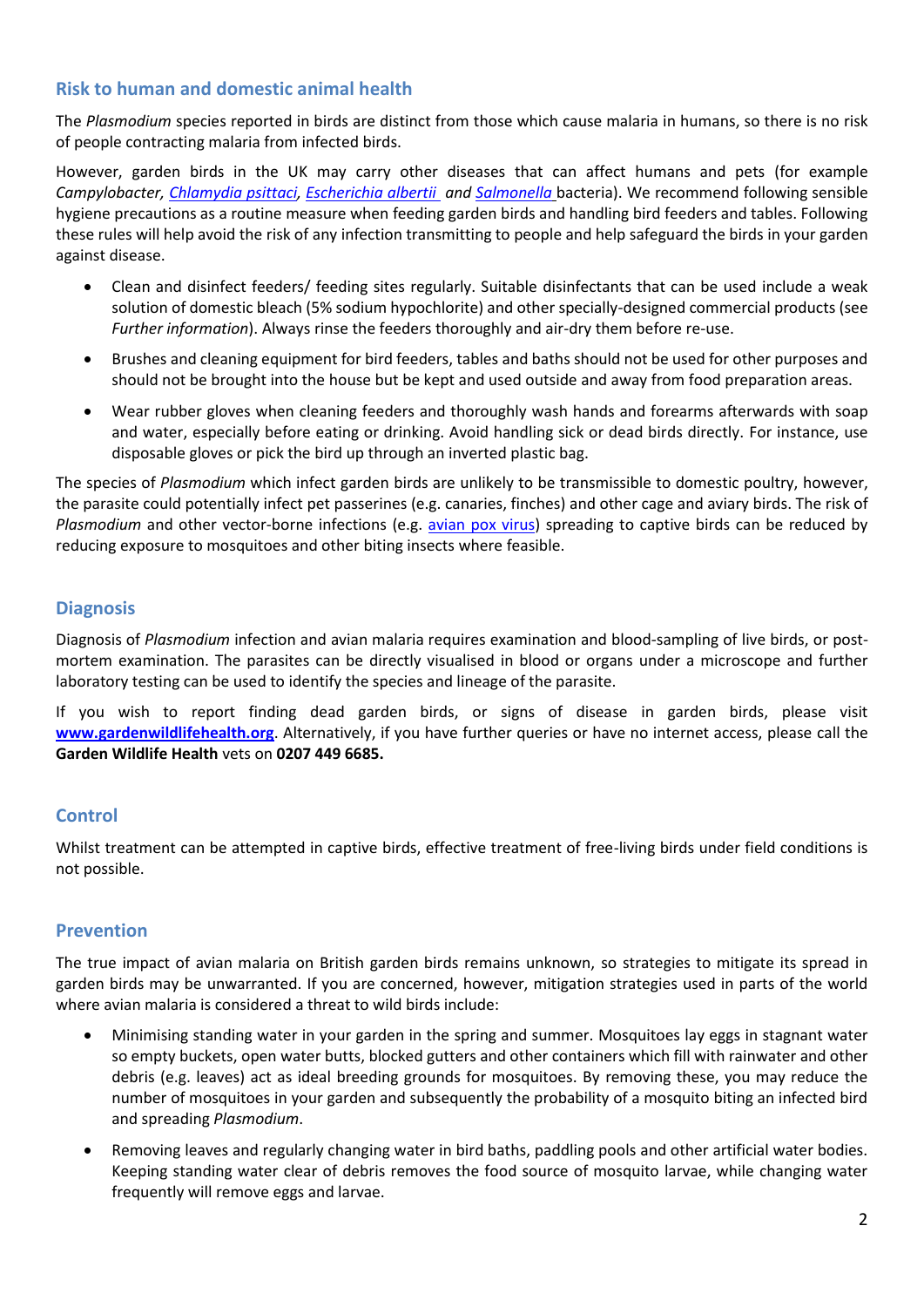## Risk to human and domestic animal health

The *Plasmodium* species reported in birds are distinct from those which cause malaria in humans, so there is no risk of people contracting malaria from infected birds.

However, garden birds in the UK may carry other diseases that can affect humans and pets (for example *Campylobacter, Chlamydia psittaci, Escherichia albertii* and *Salmonella* bacteria). We recommend following sensible hygiene precautions as a routine measure when feeding garden birds and handling bird feeders and tables. Following these rules will help avoid the risk of any infection transmitting to people and help safeguard the birds in your garden against disease.

- Clean and disinfect feeders/ feeding sites regularly. Suitable disinfectants that can be used include a weak solution of domestic bleach (5% sodium hypochlorite) and other specially-designed commercial products (see *Further information*). Always rinse the feeders thoroughly and air-dry them before re-use.
- Brushes and cleaning equipment for bird feeders, tables and baths should not be used for other purposes and should not be brought into the house but be kept and used outside and away from food preparation areas.
- Wear rubber gloves when cleaning feeders and thoroughly wash hands and forearms afterwards with soap and water, especially before eating or drinking. Avoid handling sick or dead birds directly. For instance, use disposable gloves or pick the bird up through an inverted plastic bag.

The species of *Plasmodium* which infect garden birds are unlikely to be transmissible to domestic poultry, however, the parasite could potentially infect pet passerines (e.g. canaries, finches) and other cage and aviary birds. The risk of *Plasmodium* and other vector-borne infections (e.g. avian pox virus) spreading to captive birds can be reduced by reducing exposure to mosquitoes and other biting insects where feasible.

## Diagnosis

Diagnosis of *Plasmodium* infection and avian malaria requires examination and blood-sampling of live birds, or post-mortem examination. The parasites can be directly visualised in blood or organs under a microscope and further laboratory testing can be used to identify the species and lineage of the parasite.

If you wish to report finding dead garden birds, or signs of disease in garden birds, please visit **www.gardenwildlifehealth.org**. Alternatively, if you have further queries or have no internet access, please call the **Garden Wildlife Health** vets on **0207 449 6685.**

## Control

Whilst treatment can be attempted in captive birds, effective treatment of free-living birds under field conditions is not possible.

## Prevention

The true impact of avian malaria on British garden birds remains unknown, so strategies to mitigate its spread in garden birds may be unwarranted. If you are concerned, however, mitigation strategies used in parts of the world where avian malaria is considered a threat to wild birds include:

- Minimising standing water in your garden in the spring and summer. Mosquitoes lay eggs in stagnant water so empty buckets, open water butts, blocked gutters and other containers which fill with rainwater and other debris (e.g. leaves) act as ideal breeding grounds for mosquitoes. By removing these, you may reduce the number of mosquitoes in your garden and subsequently the probability of a mosquito biting an infected bird and spreading *Plasmodium*.
- Removing leaves and regularly changing water in bird baths, paddling pools and other artificial water bodies. Keeping standing water clear of debris removes the food source of mosquito larvae, while changing water frequently will remove eggs and larvae.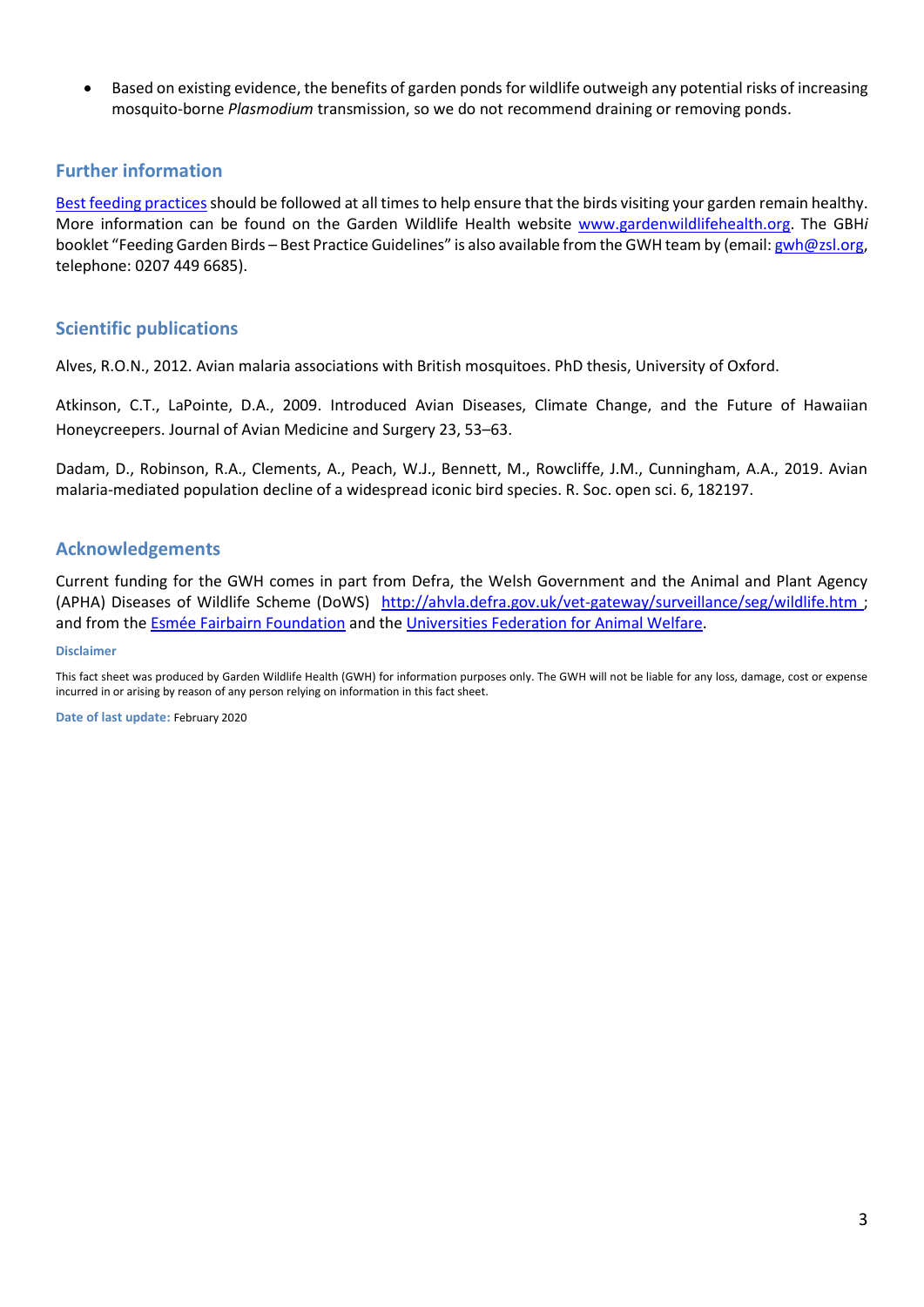- Based on existing evidence, the benefits of garden ponds for wildlife outweigh any potential risks of increasing mosquito-borne *Plasmodium* transmission, so we do not recommend draining or removing ponds.

## Further information

Best feeding practices should be followed at all times to help ensure that the birds visiting your garden remain healthy. More information can be found on the Garden Wildlife Health website www.gardenwildlifehealth.org. The GBH*i* booklet "Feeding Garden Birds – Best Practice Guidelines" is also available from the GWH team by (email: gwh@zsl.org, telephone: 0207 449 6685).

## Scientific publications

Alves, R.O.N., 2012. Avian malaria associations with British mosquitoes. PhD thesis, University of Oxford.

Atkinson, C.T., LaPointe, D.A., 2009. Introduced Avian Diseases, Climate Change, and the Future of Hawaiian Honeycreepers. Journal of Avian Medicine and Surgery 23, 53–63.

Dadam, D., Robinson, R.A., Clements, A., Peach, W.J., Bennett, M., Rowcliffe, J.M., Cunningham, A.A., 2019. Avian malaria-mediated population decline of a widespread iconic bird species. R. Soc. open sci. 6, 182197.

## Acknowledgements

Current funding for the GWH comes in part from Defra, the Welsh Government and the Animal and Plant Agency (APHA) Diseases of Wildlife Scheme (DoWS) http://ahvla.defra.gov.uk/vet-gateway/surveillance/seg/wildlife.htm ; and from the Esmée Fairbairn Foundation and the Universities Federation for Animal Welfare.

**Disclaimer**

This fact sheet was produced by Garden Wildlife Health (GWH) for information purposes only. The GWH will not be liable for any loss, damage, cost or expense incurred in or arising by reason of any person relying on information in this fact sheet.

**Date of last update:** February 2020